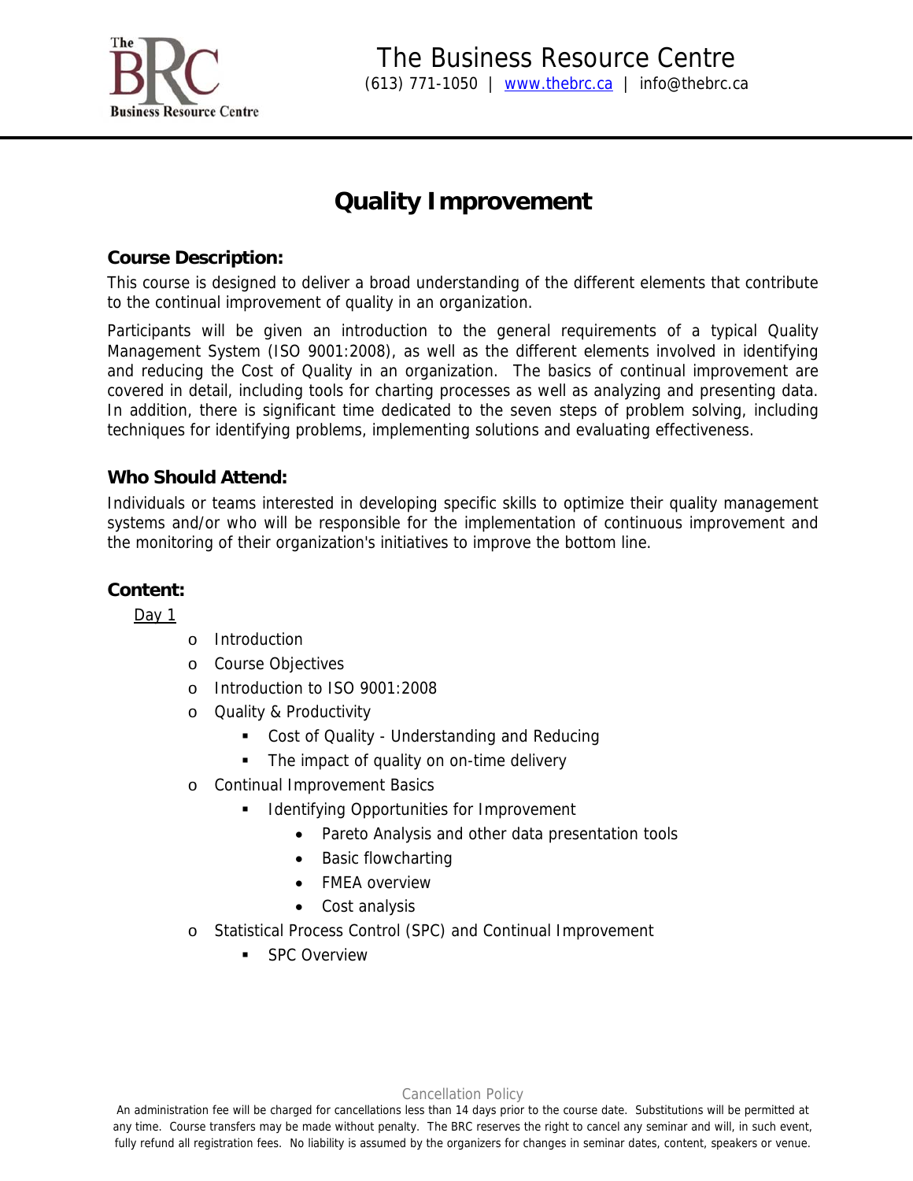# The Business Resource Centre

(613) 771-1050 | www.thebrc.ca | info@thebrc.ca

## Quality Improvement

### Course Description:

This course is designed to deliver a broad understanding of the different elements that contribute to the continual improvement of quality in an organization.

Participants will be given an introduction to the general requirements of a typical Quality Management System (ISO 9001:2008), as well as the different elements involved in identifying and reducing the Cost of Quality in an organization. The basics of continual improvement are covered in detail, including tools for charting processes as well as analyzing and presenting data. In addition, there is significant time dedicated to the seven steps of problem solving, including techniques for identifying problems, implementing solutions and evaluating effectiveness.

### Who Should Attend:

Individuals or teams interested in developing specific skills to optimize their quality management systems and/or who will be responsible for the implementation of continuous improvement and the monitoring of their organization's initiatives to improve the bottom line.

### Content:

Day 1

- Introduction
- Course Objectives
- Introduction to ISO 9001:2008
- Quality & Productivity
  - Cost of Quality - Understanding and Reducing
  - The impact of quality on on-time delivery
- Continual Improvement Basics
  - Identifying Opportunities for Improvement
    - Pareto Analysis and other data presentation tools
    - Basic flowcharting
    - FMEA overview
    - Cost analysis
- Statistical Process Control (SPC) and Continual Improvement
  - SPC Overview

Cancellation Policy

An administration fee will be charged for cancellations less than 14 days prior to the course date. Substitutions will be permitted at any time. Course transfers may be made without penalty. The BRC reserves the right to cancel any seminar and will, in such event, fully refund all registration fees. No liability is assumed by the organizers for changes in seminar dates, content, speakers or venue.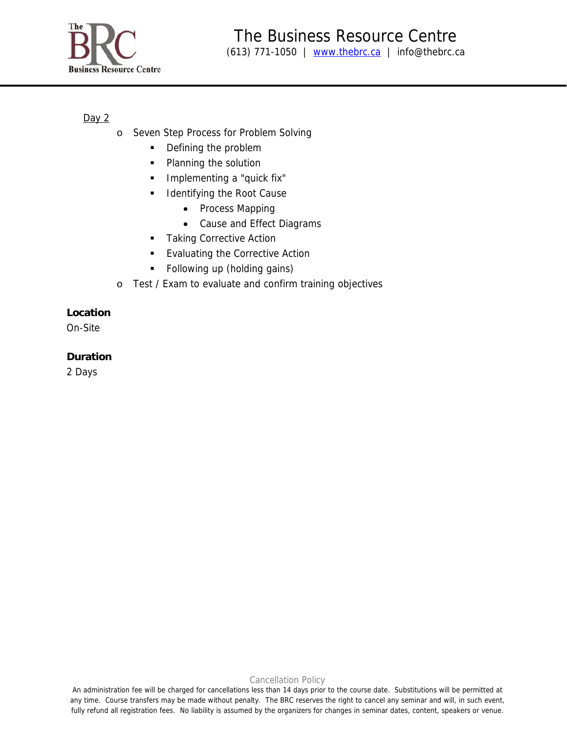Day 2

- Seven Step Process for Problem Solving
  - Defining the problem
  - Planning the solution
  - Implementing a "quick fix"
  - Identifying the Root Cause
    - Process Mapping
    - Cause and Effect Diagrams
  - Taking Corrective Action
  - Evaluating the Corrective Action
  - Following up (holding gains)
- Test / Exam to evaluate and confirm training objectives

**Location**

On-Site

**Duration**

2 Days

Cancellation Policy

An administration fee will be charged for cancellations less than 14 days prior to the course date. Substitutions will be permitted at any time. Course transfers may be made without penalty. The BRC reserves the right to cancel any seminar and will, in such event, fully refund all registration fees. No liability is assumed by the organizers for changes in seminar dates, content, speakers or venue.